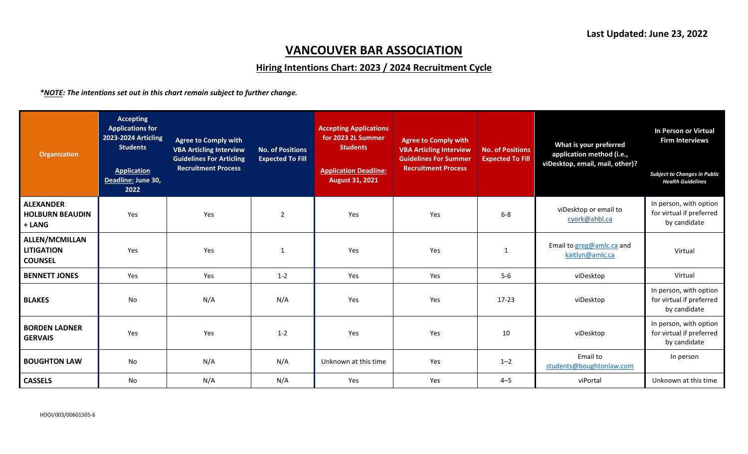Last Updated: June 23, 2022

# VANCOUVER BAR ASSOCIATION

## Hiring Intentions Chart: 2023 / 2024 Recruitment Cycle

*\*NOTE: The intentions set out in this chart remain subject to further change.*

| Organization | Accepting Applications for 2023-2024 Articling Students<br><br>Application Deadline: June 30, 2022 | Agree to Comply with VBA Articling Interview Guidelines For Articling Recruitment Process | No. of Positions Expected To Fill | Accepting Applications for 2023 2L Summer Students<br><br>Application Deadline: August 31, 2021 | Agree to Comply with VBA Articling Interview Guidelines For Summer Recruitment Process | No. of Positions Expected To Fill | What is your preferred application method (i.e., viDesktop, email, mail, other)? | In Person or Virtual Firm Interviews<br><br>*Subject to Changes in Public Health Guidelines* |
|---|---|---|---|---|---|---|---|---|
| **ALEXANDER HOLBURN BEAUDIN + LANG** | Yes | Yes | 2 | Yes | Yes | 6-8 | viDesktop or email to cyork@ahbl.ca | In person, with option for virtual if preferred by candidate |
| **ALLEN/MCMILLAN LITIGATION COUNSEL** | Yes | Yes | 1 | Yes | Yes | 1 | Email to greg@amlc.ca and kaitlyn@amlc.ca | Virtual |
| **BENNETT JONES** | Yes | Yes | 1-2 | Yes | Yes | 5-6 | viDesktop | Virtual |
| **BLAKES** | No | N/A | N/A | Yes | Yes | 17-23 | viDesktop | In person, with option for virtual if preferred by candidate |
| **BORDEN LADNER GERVAIS** | Yes | Yes | 1-2 | Yes | Yes | 10 | viDesktop | In person, with option for virtual if preferred by candidate |
| **BOUGHTON LAW** | No | N/A | N/A | Unknown at this time | Yes | 1–2 | Email to students@boughtonlaw.com | In person |
| **CASSELS** | No | N/A | N/A | Yes | Yes | 4–5 | viPortal | Unknown at this time |

HDOI/003/00601505-6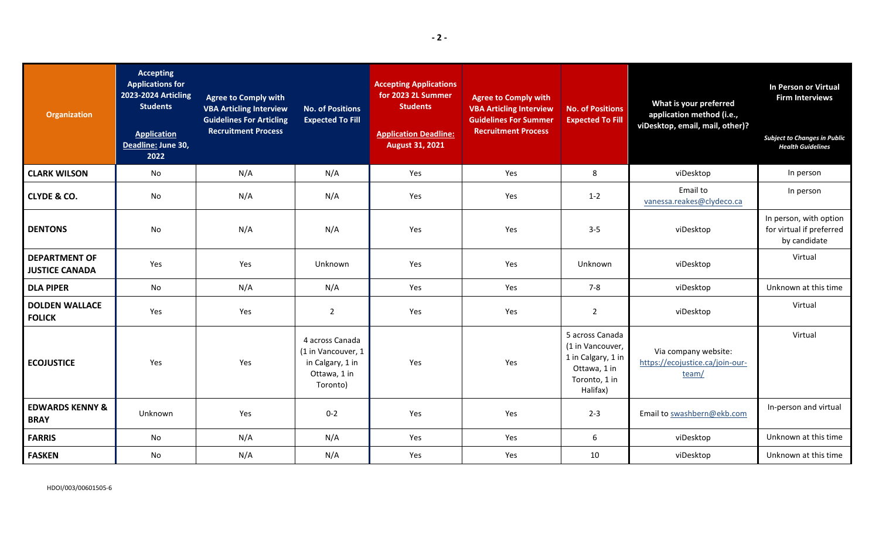| Organization | Accepting Applications for 2023-2024 Articling Students<br><br>Application Deadline: June 30, 2022 | Agree to Comply with VBA Articling Interview Guidelines For Articling Recruitment Process | No. of Positions Expected To Fill | Accepting Applications for 2023 2L Summer Students<br><br>Application Deadline: August 31, 2021 | Agree to Comply with VBA Articling Interview Guidelines For Summer Recruitment Process | No. of Positions Expected To Fill | What is your preferred application method (i.e., viDesktop, email, mail, other)? | In Person or Virtual Firm Interviews<br><br>*Subject to Changes in Public Health Guidelines* |
|---|---|---|---|---|---|---|---|---|
| **CLARK WILSON** | No | N/A | N/A | Yes | Yes | 8 | viDesktop | In person |
| **CLYDE & CO.** | No | N/A | N/A | Yes | Yes | 1-2 | Email to vanessa.reakes@clydeco.ca | In person |
| **DENTONS** | No | N/A | N/A | Yes | Yes | 3-5 | viDesktop | In person, with option for virtual if preferred by candidate |
| **DEPARTMENT OF JUSTICE CANADA** | Yes | Yes | Unknown | Yes | Yes | Unknown | viDesktop | Virtual |
| **DLA PIPER** | No | N/A | N/A | Yes | Yes | 7-8 | viDesktop | Unknown at this time |
| **DOLDEN WALLACE FOLICK** | Yes | Yes | 2 | Yes | Yes | 2 | viDesktop | Virtual |
| **ECOJUSTICE** | Yes | Yes | 4 across Canada (1 in Vancouver, 1 in Calgary, 1 in Ottawa, 1 in Toronto) | Yes | Yes | 5 across Canada (1 in Vancouver, 1 in Calgary, 1 in Ottawa, 1 in Toronto, 1 in Halifax) | Via company website: https://ecojustice.ca/join-our-team/ | Virtual |
| **EDWARDS KENNY & BRAY** | Unknown | Yes | 0-2 | Yes | Yes | 2-3 | Email to swashbern@ekb.com | In-person and virtual |
| **FARRIS** | No | N/A | N/A | Yes | Yes | 6 | viDesktop | Unknown at this time |
| **FASKEN** | No | N/A | N/A | Yes | Yes | 10 | viDesktop | Unknown at this time |

HDOI/003/00601505-6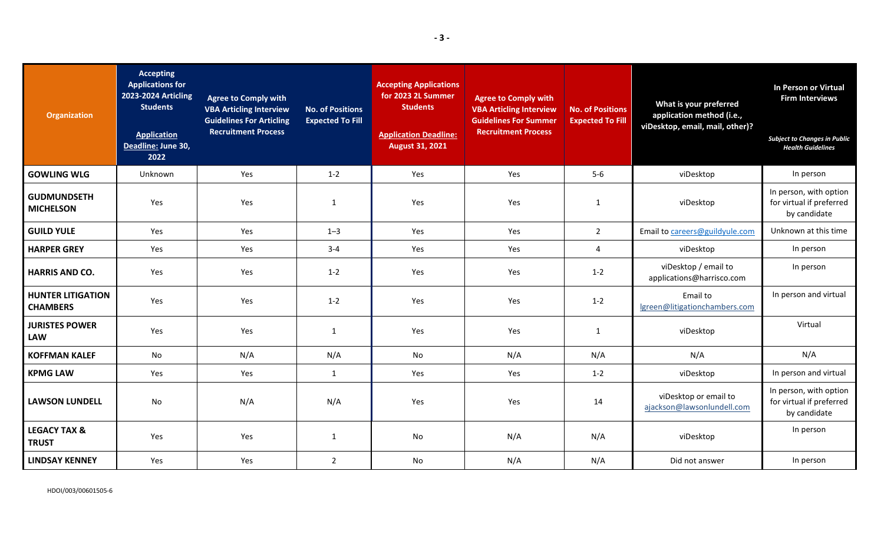| Organization | Accepting Applications for 2023-2024 Articling Students<br><br>Application Deadline: June 30, 2022 | Agree to Comply with VBA Articling Interview Guidelines For Articling Recruitment Process | No. of Positions Expected To Fill | Accepting Applications for 2023 2L Summer Students<br><br>Application Deadline: August 31, 2021 | Agree to Comply with VBA Articling Interview Guidelines For Summer Recruitment Process | No. of Positions Expected To Fill | What is your preferred application method (i.e., viDesktop, email, mail, other)? | In Person or Virtual Firm Interviews<br><br>*Subject to Changes in Public Health Guidelines* |
|---|---|---|---|---|---|---|---|---|
| **GOWLING WLG** | Unknown | Yes | 1-2 | Yes | Yes | 5-6 | viDesktop | In person |
| **GUDMUNDSETH MICHELSON** | Yes | Yes | 1 | Yes | Yes | 1 | viDesktop | In person, with option for virtual if preferred by candidate |
| **GUILD YULE** | Yes | Yes | 1–3 | Yes | Yes | 2 | Email to careers@guildyule.com | Unknown at this time |
| **HARPER GREY** | Yes | Yes | 3-4 | Yes | Yes | 4 | viDesktop | In person |
| **HARRIS AND CO.** | Yes | Yes | 1-2 | Yes | Yes | 1-2 | viDesktop / email to applications@harrisco.com | In person |
| **HUNTER LITIGATION CHAMBERS** | Yes | Yes | 1-2 | Yes | Yes | 1-2 | Email to lgreen@litigationchambers.com | In person and virtual |
| **JURISTES POWER LAW** | Yes | Yes | 1 | Yes | Yes | 1 | viDesktop | Virtual |
| **KOFFMAN KALEF** | No | N/A | N/A | No | N/A | N/A | N/A | N/A |
| **KPMG LAW** | Yes | Yes | 1 | Yes | Yes | 1-2 | viDesktop | In person and virtual |
| **LAWSON LUNDELL** | No | N/A | N/A | Yes | Yes | 14 | viDesktop or email to ajackson@lawsonlundell.com | In person, with option for virtual if preferred by candidate |
| **LEGACY TAX & TRUST** | Yes | Yes | 1 | No | N/A | N/A | viDesktop | In person |
| **LINDSAY KENNEY** | Yes | Yes | 2 | No | N/A | N/A | Did not answer | In person |

HDOI/003/00601505-6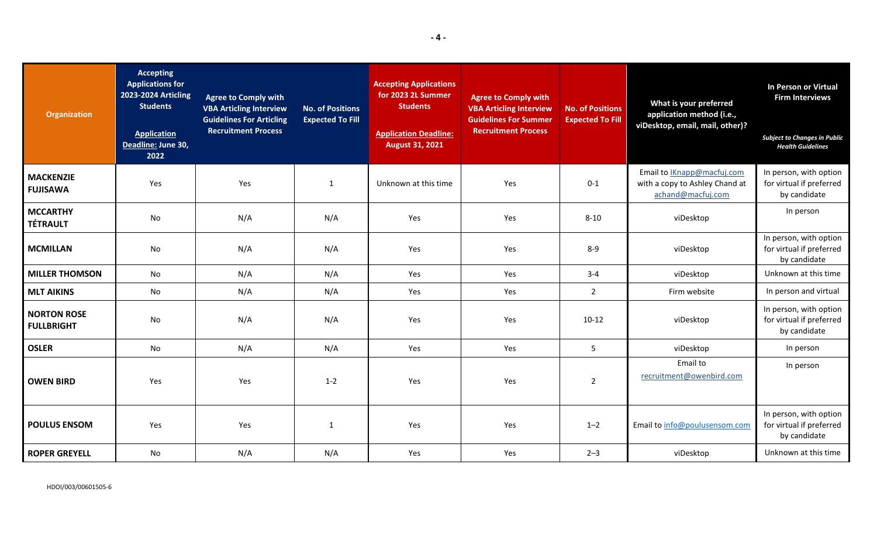| Organization | Accepting Applications for 2023-2024 Articling Students<br><br>Application Deadline: June 30, 2022 | Agree to Comply with VBA Articling Interview Guidelines For Articling Recruitment Process | No. of Positions Expected To Fill | Accepting Applications for 2023 2L Summer Students<br><br>Application Deadline: August 31, 2021 | Agree to Comply with VBA Articling Interview Guidelines For Summer Recruitment Process | No. of Positions Expected To Fill | What is your preferred application method (i.e., viDesktop, email, mail, other)? | In Person or Virtual Firm Interviews<br><br>*Subject to Changes in Public Health Guidelines* |
|---|---|---|---|---|---|---|---|---|
| **MACKENZIE FUJISAWA** | Yes | Yes | 1 | Unknown at this time | Yes | 0-1 | Email to IKnapp@macfuj.com with a copy to Ashley Chand at achand@macfuj.com | In person, with option for virtual if preferred by candidate |
| **MCCARTHY TÉTRAULT** | No | N/A | N/A | Yes | Yes | 8-10 | viDesktop | In person |
| **MCMILLAN** | No | N/A | N/A | Yes | Yes | 8-9 | viDesktop | In person, with option for virtual if preferred by candidate |
| **MILLER THOMSON** | No | N/A | N/A | Yes | Yes | 3-4 | viDesktop | Unknown at this time |
| **MLT AIKINS** | No | N/A | N/A | Yes | Yes | 2 | Firm website | In person and virtual |
| **NORTON ROSE FULLBRIGHT** | No | N/A | N/A | Yes | Yes | 10-12 | viDesktop | In person, with option for virtual if preferred by candidate |
| **OSLER** | No | N/A | N/A | Yes | Yes | 5 | viDesktop | In person |
| **OWEN BIRD** | Yes | Yes | 1-2 | Yes | Yes | 2 | Email to recruitment@owenbird.com | In person |
| **POULUS ENSOM** | Yes | Yes | 1 | Yes | Yes | 1–2 | Email to info@poulusensom.com | In person, with option for virtual if preferred by candidate |
| **ROPER GREYELL** | No | N/A | N/A | Yes | Yes | 2–3 | viDesktop | Unknown at this time |

HDOI/003/00601505-6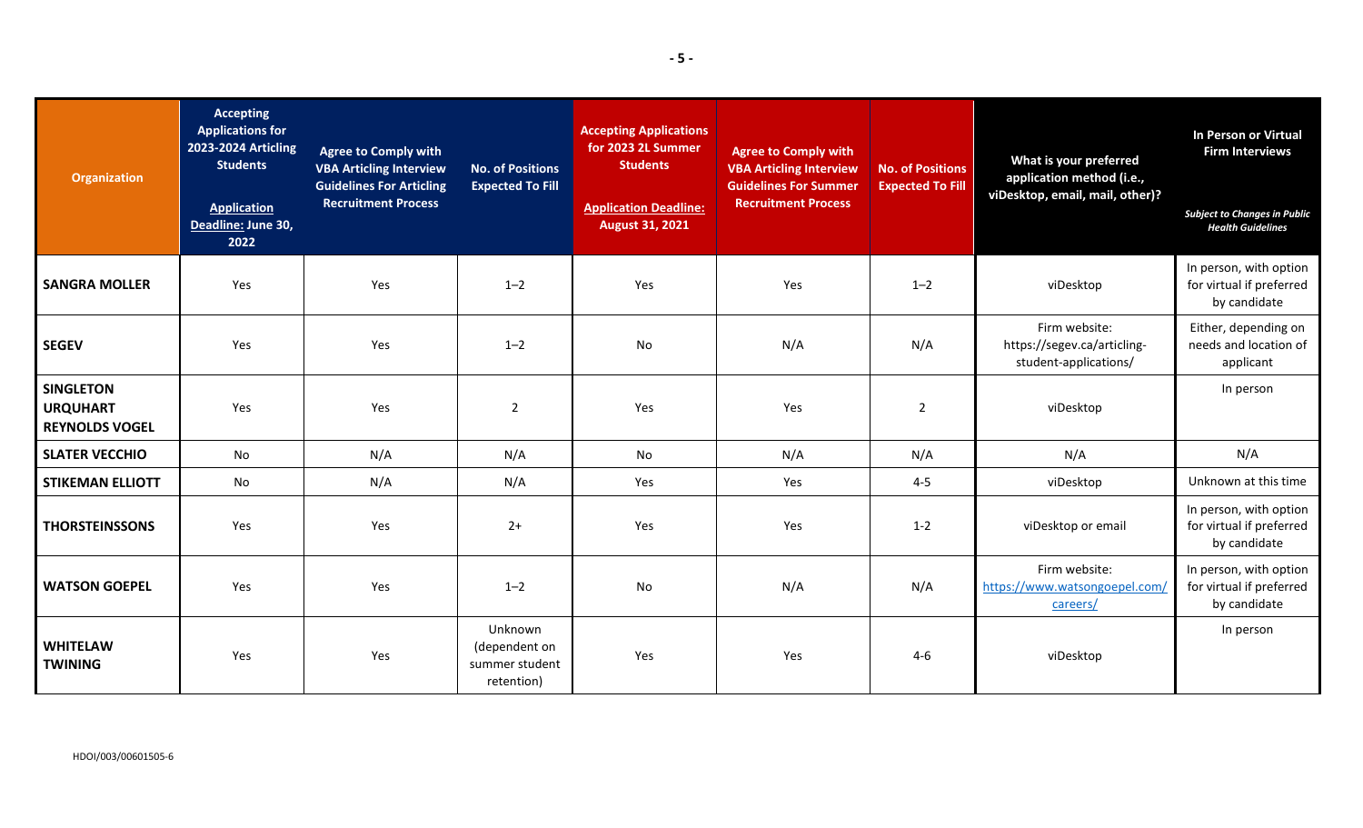| Organization | Accepting Applications for 2023-2024 Articling Students<br><br>Application Deadline: June 30, 2022 | Agree to Comply with VBA Articling Interview Guidelines For Articling Recruitment Process | No. of Positions Expected To Fill | Accepting Applications for 2023 2L Summer Students<br><br>Application Deadline: August 31, 2021 | Agree to Comply with VBA Articling Interview Guidelines For Summer Recruitment Process | No. of Positions Expected To Fill | What is your preferred application method (i.e., viDesktop, email, mail, other)? | In Person or Virtual Firm Interviews<br><br>*Subject to Changes in Public Health Guidelines* |
|---|---|---|---|---|---|---|---|---|
| **SANGRA MOLLER** | Yes | Yes | 1–2 | Yes | Yes | 1–2 | viDesktop | In person, with option for virtual if preferred by candidate |
| **SEGEV** | Yes | Yes | 1–2 | No | N/A | N/A | Firm website: https://segev.ca/articling-student-applications/ | Either, depending on needs and location of applicant |
| **SINGLETON URQUHART REYNOLDS VOGEL** | Yes | Yes | 2 | Yes | Yes | 2 | viDesktop | In person |
| **SLATER VECCHIO** | No | N/A | N/A | No | N/A | N/A | N/A | N/A |
| **STIKEMAN ELLIOTT** | No | N/A | N/A | Yes | Yes | 4-5 | viDesktop | Unknown at this time |
| **THORSTEINSSONS** | Yes | Yes | 2+ | Yes | Yes | 1-2 | viDesktop or email | In person, with option for virtual if preferred by candidate |
| **WATSON GOEPEL** | Yes | Yes | 1–2 | No | N/A | N/A | Firm website: https://www.watsongoepel.com/careers/ | In person, with option for virtual if preferred by candidate |
| **WHITELAW TWINING** | Yes | Yes | Unknown (dependent on summer student retention) | Yes | Yes | 4-6 | viDesktop | In person |

HDOI/003/00601505-6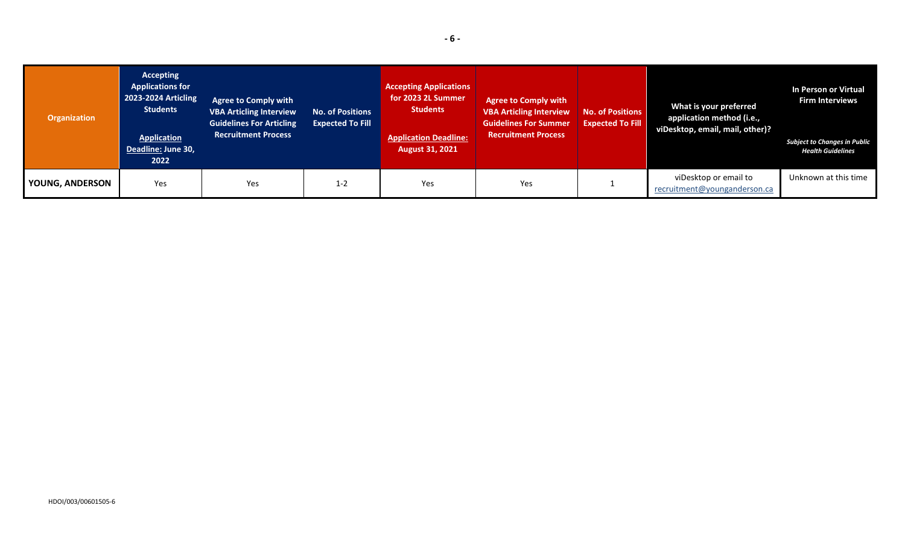| Organization | Accepting Applications for 2023-2024 Articling Students<br><br>Application Deadline: June 30, 2022 | Agree to Comply with VBA Articling Interview Guidelines For Articling Recruitment Process | No. of Positions Expected To Fill | Accepting Applications for 2023 2L Summer Students<br><br>Application Deadline: August 31, 2021 | Agree to Comply with VBA Articling Interview Guidelines For Summer Recruitment Process | No. of Positions Expected To Fill | What is your preferred application method (i.e., viDesktop, email, mail, other)? | In Person or Virtual Firm Interviews<br><br>*Subject to Changes in Public Health Guidelines* |
|---|---|---|---|---|---|---|---|---|
| **YOUNG, ANDERSON** | Yes | Yes | 1-2 | Yes | Yes | 1 | viDesktop or email to recruitment@younganderson.ca | Unknown at this time |

HDOI/003/00601505-6